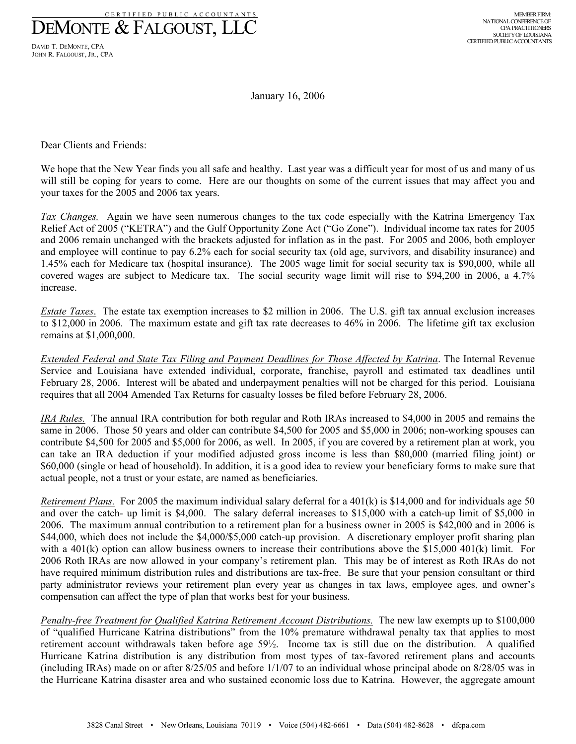CERTIFIED PUBLIC ACCOUNTANTS

# DEMONTE & FALGOUST, LLC

DAVID T. DEMONTE, CPA
JOHN R. FALGOUST, JR., CPA

MEMBER FIRM:
NATIONAL CONFERENCE OF
CPA PRACTITIONERS
SOCIETY OF LOUISIANA
CERTIFIED PUBLIC ACCOUNTANTS

January 16, 2006

Dear Clients and Friends:

We hope that the New Year finds you all safe and healthy. Last year was a difficult year for most of us and many of us will still be coping for years to come. Here are our thoughts on some of the current issues that may affect you and your taxes for the 2005 and 2006 tax years.

*Tax Changes.* Again we have seen numerous changes to the tax code especially with the Katrina Emergency Tax Relief Act of 2005 ("KETRA") and the Gulf Opportunity Zone Act ("Go Zone"). Individual income tax rates for 2005 and 2006 remain unchanged with the brackets adjusted for inflation as in the past. For 2005 and 2006, both employer and employee will continue to pay 6.2% each for social security tax (old age, survivors, and disability insurance) and 1.45% each for Medicare tax (hospital insurance). The 2005 wage limit for social security tax is $90,000, while all covered wages are subject to Medicare tax. The social security wage limit will rise to $94,200 in 2006, a 4.7% increase.

*Estate Taxes*. The estate tax exemption increases to $2 million in 2006. The U.S. gift tax annual exclusion increases to $12,000 in 2006. The maximum estate and gift tax rate decreases to 46% in 2006. The lifetime gift tax exclusion remains at $1,000,000.

*Extended Federal and State Tax Filing and Payment Deadlines for Those Affected by Katrina*. The Internal Revenue Service and Louisiana have extended individual, corporate, franchise, payroll and estimated tax deadlines until February 28, 2006. Interest will be abated and underpayment penalties will not be charged for this period. Louisiana requires that all 2004 Amended Tax Returns for casualty losses be filed before February 28, 2006.

*IRA Rules.* The annual IRA contribution for both regular and Roth IRAs increased to $4,000 in 2005 and remains the same in 2006. Those 50 years and older can contribute $4,500 for 2005 and $5,000 in 2006; non-working spouses can contribute $4,500 for 2005 and $5,000 for 2006, as well. In 2005, if you are covered by a retirement plan at work, you can take an IRA deduction if your modified adjusted gross income is less than $80,000 (married filing joint) or $60,000 (single or head of household). In addition, it is a good idea to review your beneficiary forms to make sure that actual people, not a trust or your estate, are named as beneficiaries.

*Retirement Plans.* For 2005 the maximum individual salary deferral for a 401(k) is $14,000 and for individuals age 50 and over the catch- up limit is $4,000. The salary deferral increases to $15,000 with a catch-up limit of $5,000 in 2006. The maximum annual contribution to a retirement plan for a business owner in 2005 is $42,000 and in 2006 is $44,000, which does not include the $4,000/$5,000 catch-up provision. A discretionary employer profit sharing plan with a 401(k) option can allow business owners to increase their contributions above the $15,000 401(k) limit. For 2006 Roth IRAs are now allowed in your company's retirement plan. This may be of interest as Roth IRAs do not have required minimum distribution rules and distributions are tax-free. Be sure that your pension consultant or third party administrator reviews your retirement plan every year as changes in tax laws, employee ages, and owner's compensation can affect the type of plan that works best for your business.

*Penalty-free Treatment for Qualified Katrina Retirement Account Distributions.* The new law exempts up to $100,000 of "qualified Hurricane Katrina distributions" from the 10% premature withdrawal penalty tax that applies to most retirement account withdrawals taken before age 59½. Income tax is still due on the distribution. A qualified Hurricane Katrina distribution is any distribution from most types of tax-favored retirement plans and accounts (including IRAs) made on or after 8/25/05 and before 1/1/07 to an individual whose principal abode on 8/28/05 was in the Hurricane Katrina disaster area and who sustained economic loss due to Katrina. However, the aggregate amount

3828 Canal Street • New Orleans, Louisiana 70119 • Voice (504) 482-6661 • Data (504) 482-8628 • dfcpa.com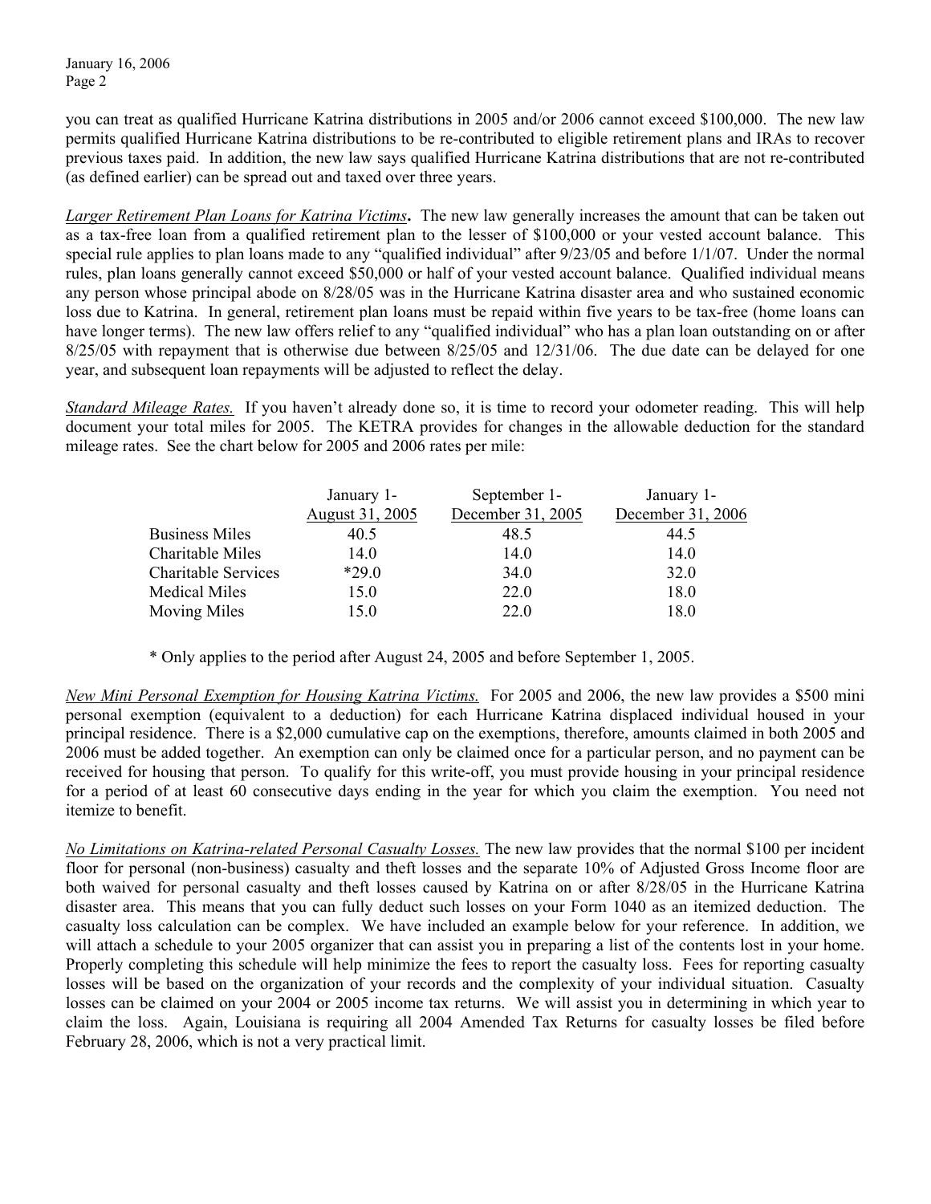you can treat as qualified Hurricane Katrina distributions in 2005 and/or 2006 cannot exceed $100,000. The new law permits qualified Hurricane Katrina distributions to be re-contributed to eligible retirement plans and IRAs to recover previous taxes paid. In addition, the new law says qualified Hurricane Katrina distributions that are not re-contributed (as defined earlier) can be spread out and taxed over three years.

*Larger Retirement Plan Loans for Katrina Victims***.** The new law generally increases the amount that can be taken out as a tax-free loan from a qualified retirement plan to the lesser of $100,000 or your vested account balance. This special rule applies to plan loans made to any "qualified individual" after 9/23/05 and before 1/1/07. Under the normal rules, plan loans generally cannot exceed $50,000 or half of your vested account balance. Qualified individual means any person whose principal abode on 8/28/05 was in the Hurricane Katrina disaster area and who sustained economic loss due to Katrina. In general, retirement plan loans must be repaid within five years to be tax-free (home loans can have longer terms). The new law offers relief to any "qualified individual" who has a plan loan outstanding on or after 8/25/05 with repayment that is otherwise due between 8/25/05 and 12/31/06. The due date can be delayed for one year, and subsequent loan repayments will be adjusted to reflect the delay.

*Standard Mileage Rates.* If you haven't already done so, it is time to record your odometer reading. This will help document your total miles for 2005. The KETRA provides for changes in the allowable deduction for the standard mileage rates. See the chart below for 2005 and 2006 rates per mile:

| | January 1-<br>August 31, 2005 | September 1-<br>December 31, 2005 | January 1-<br>December 31, 2006 |
|---|---|---|---|
| Business Miles | 40.5 | 48.5 | 44.5 |
| Charitable Miles | 14.0 | 14.0 | 14.0 |
| Charitable Services | *29.0 | 34.0 | 32.0 |
| Medical Miles | 15.0 | 22.0 | 18.0 |
| Moving Miles | 15.0 | 22.0 | 18.0 |

\* Only applies to the period after August 24, 2005 and before September 1, 2005.

*New Mini Personal Exemption for Housing Katrina Victims.* For 2005 and 2006, the new law provides a $500 mini personal exemption (equivalent to a deduction) for each Hurricane Katrina displaced individual housed in your principal residence. There is a $2,000 cumulative cap on the exemptions, therefore, amounts claimed in both 2005 and 2006 must be added together. An exemption can only be claimed once for a particular person, and no payment can be received for housing that person. To qualify for this write-off, you must provide housing in your principal residence for a period of at least 60 consecutive days ending in the year for which you claim the exemption. You need not itemize to benefit.

*No Limitations on Katrina-related Personal Casualty Losses.* The new law provides that the normal $100 per incident floor for personal (non-business) casualty and theft losses and the separate 10% of Adjusted Gross Income floor are both waived for personal casualty and theft losses caused by Katrina on or after 8/28/05 in the Hurricane Katrina disaster area. This means that you can fully deduct such losses on your Form 1040 as an itemized deduction. The casualty loss calculation can be complex. We have included an example below for your reference. In addition, we will attach a schedule to your 2005 organizer that can assist you in preparing a list of the contents lost in your home. Properly completing this schedule will help minimize the fees to report the casualty loss. Fees for reporting casualty losses will be based on the organization of your records and the complexity of your individual situation. Casualty losses can be claimed on your 2004 or 2005 income tax returns. We will assist you in determining in which year to claim the loss. Again, Louisiana is requiring all 2004 Amended Tax Returns for casualty losses be filed before February 28, 2006, which is not a very practical limit.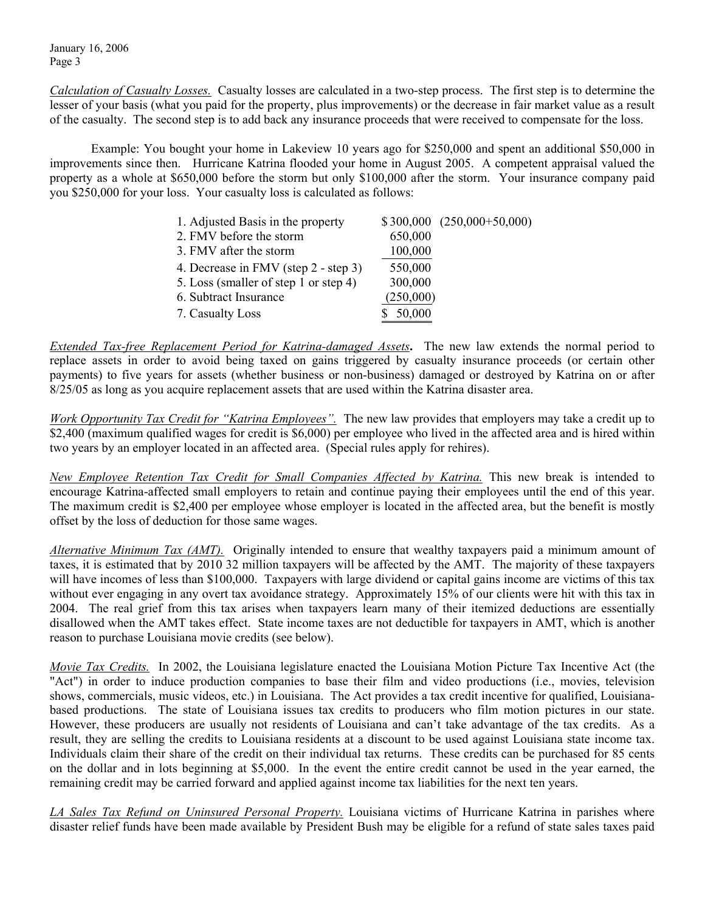*Calculation of Casualty Losses.* Casualty losses are calculated in a two-step process. The first step is to determine the lesser of your basis (what you paid for the property, plus improvements) or the decrease in fair market value as a result of the casualty. The second step is to add back any insurance proceeds that were received to compensate for the loss.

Example: You bought your home in Lakeview 10 years ago for $250,000 and spent an additional $50,000 in improvements since then. Hurricane Katrina flooded your home in August 2005. A competent appraisal valued the property as a whole at $650,000 before the storm but only $100,000 after the storm. Your insurance company paid you $250,000 for your loss. Your casualty loss is calculated as follows:

| | | |
|---|---|---|
| 1. Adjusted Basis in the property | $300,000 | (250,000+50,000) |
| 2. FMV before the storm | 650,000 | |
| 3. FMV after the storm | 100,000 | |
| 4. Decrease in FMV (step 2 - step 3) | 550,000 | |
| 5. Loss (smaller of step 1 or step 4) | 300,000 | |
| 6. Subtract Insurance | (250,000) | |
| 7. Casualty Loss | $ 50,000 | |

*Extended Tax-free Replacement Period for Katrina-damaged Assets*. The new law extends the normal period to replace assets in order to avoid being taxed on gains triggered by casualty insurance proceeds (or certain other payments) to five years for assets (whether business or non-business) damaged or destroyed by Katrina on or after 8/25/05 as long as you acquire replacement assets that are used within the Katrina disaster area.

*Work Opportunity Tax Credit for "Katrina Employees".* The new law provides that employers may take a credit up to $2,400 (maximum qualified wages for credit is $6,000) per employee who lived in the affected area and is hired within two years by an employer located in an affected area. (Special rules apply for rehires).

*New Employee Retention Tax Credit for Small Companies Affected by Katrina.* This new break is intended to encourage Katrina-affected small employers to retain and continue paying their employees until the end of this year. The maximum credit is $2,400 per employee whose employer is located in the affected area, but the benefit is mostly offset by the loss of deduction for those same wages.

*Alternative Minimum Tax (AMT).* Originally intended to ensure that wealthy taxpayers paid a minimum amount of taxes, it is estimated that by 2010 32 million taxpayers will be affected by the AMT. The majority of these taxpayers will have incomes of less than $100,000. Taxpayers with large dividend or capital gains income are victims of this tax without ever engaging in any overt tax avoidance strategy. Approximately 15% of our clients were hit with this tax in 2004. The real grief from this tax arises when taxpayers learn many of their itemized deductions are essentially disallowed when the AMT takes effect. State income taxes are not deductible for taxpayers in AMT, which is another reason to purchase Louisiana movie credits (see below).

*Movie Tax Credits.* In 2002, the Louisiana legislature enacted the Louisiana Motion Picture Tax Incentive Act (the "Act") in order to induce production companies to base their film and video productions (i.e., movies, television shows, commercials, music videos, etc.) in Louisiana. The Act provides a tax credit incentive for qualified, Louisiana-based productions. The state of Louisiana issues tax credits to producers who film motion pictures in our state. However, these producers are usually not residents of Louisiana and can't take advantage of the tax credits. As a result, they are selling the credits to Louisiana residents at a discount to be used against Louisiana state income tax. Individuals claim their share of the credit on their individual tax returns. These credits can be purchased for 85 cents on the dollar and in lots beginning at $5,000. In the event the entire credit cannot be used in the year earned, the remaining credit may be carried forward and applied against income tax liabilities for the next ten years.

*LA Sales Tax Refund on Uninsured Personal Property.* Louisiana victims of Hurricane Katrina in parishes where disaster relief funds have been made available by President Bush may be eligible for a refund of state sales taxes paid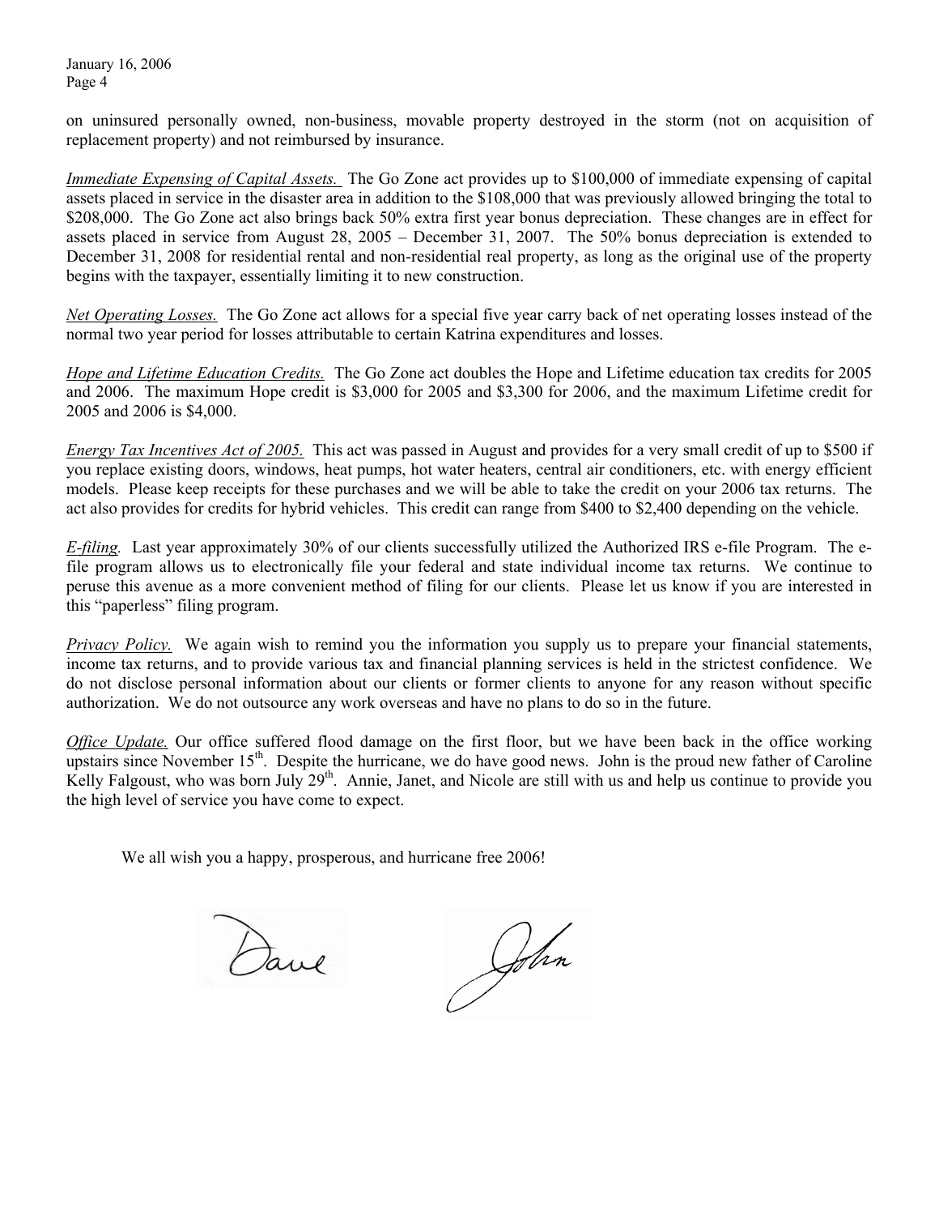on uninsured personally owned, non-business, movable property destroyed in the storm (not on acquisition of replacement property) and not reimbursed by insurance.

*Immediate Expensing of Capital Assets.* The Go Zone act provides up to $100,000 of immediate expensing of capital assets placed in service in the disaster area in addition to the $108,000 that was previously allowed bringing the total to $208,000. The Go Zone act also brings back 50% extra first year bonus depreciation. These changes are in effect for assets placed in service from August 28, 2005 – December 31, 2007. The 50% bonus depreciation is extended to December 31, 2008 for residential rental and non-residential real property, as long as the original use of the property begins with the taxpayer, essentially limiting it to new construction.

*Net Operating Losses.* The Go Zone act allows for a special five year carry back of net operating losses instead of the normal two year period for losses attributable to certain Katrina expenditures and losses.

*Hope and Lifetime Education Credits.* The Go Zone act doubles the Hope and Lifetime education tax credits for 2005 and 2006. The maximum Hope credit is $3,000 for 2005 and $3,300 for 2006, and the maximum Lifetime credit for 2005 and 2006 is $4,000.

*Energy Tax Incentives Act of 2005.* This act was passed in August and provides for a very small credit of up to $500 if you replace existing doors, windows, heat pumps, hot water heaters, central air conditioners, etc. with energy efficient models. Please keep receipts for these purchases and we will be able to take the credit on your 2006 tax returns. The act also provides for credits for hybrid vehicles. This credit can range from $400 to $2,400 depending on the vehicle.

*E-filing.* Last year approximately 30% of our clients successfully utilized the Authorized IRS e-file Program. The e-file program allows us to electronically file your federal and state individual income tax returns. We continue to peruse this avenue as a more convenient method of filing for our clients. Please let us know if you are interested in this "paperless" filing program.

*Privacy Policy.* We again wish to remind you the information you supply us to prepare your financial statements, income tax returns, and to provide various tax and financial planning services is held in the strictest confidence. We do not disclose personal information about our clients or former clients to anyone for any reason without specific authorization. We do not outsource any work overseas and have no plans to do so in the future.

*Office Update.* Our office suffered flood damage on the first floor, but we have been back in the office working upstairs since November 15th. Despite the hurricane, we do have good news. John is the proud new father of Caroline Kelly Falgoust, who was born July 29th. Annie, Janet, and Nicole are still with us and help us continue to provide you the high level of service you have come to expect.

We all wish you a happy, prosperous, and hurricane free 2006!

Dave John